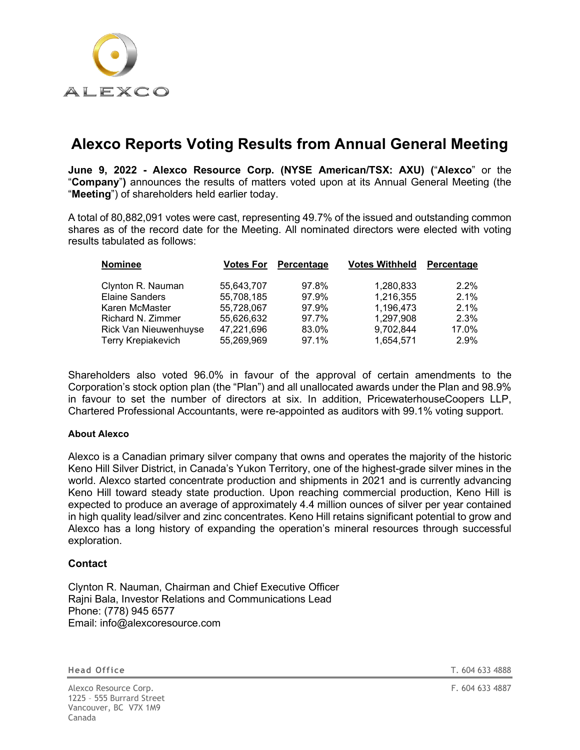# Alexco Reports Voting Results from Annual General Meeting

**June 9, 2022 - Alexco Resource Corp. (NYSE American/TSX: AXU) (**"**Alexco**" or the "**Company**"**)** announces the results of matters voted upon at its Annual General Meeting (the "**Meeting**") of shareholders held earlier today.

A total of 80,882,091 votes were cast, representing 49.7% of the issued and outstanding common shares as of the record date for the Meeting. All nominated directors were elected with voting results tabulated as follows:

| Nominee | Votes For | Percentage | Votes Withheld | Percentage |
|---|---|---|---|---|
| Clynton R. Nauman | 55,643,707 | 97.8% | 1,280,833 | 2.2% |
| Elaine Sanders | 55,708,185 | 97.9% | 1,216,355 | 2.1% |
| Karen McMaster | 55,728,067 | 97.9% | 1,196,473 | 2.1% |
| Richard N. Zimmer | 55,626,632 | 97.7% | 1,297,908 | 2.3% |
| Rick Van Nieuwenhuyse | 47,221,696 | 83.0% | 9,702,844 | 17.0% |
| Terry Krepiakevich | 55,269,969 | 97.1% | 1,654,571 | 2.9% |

Shareholders also voted 96.0% in favour of the approval of certain amendments to the Corporation's stock option plan (the "Plan") and all unallocated awards under the Plan and 98.9% in favour to set the number of directors at six. In addition, PricewaterhouseCoopers LLP, Chartered Professional Accountants, were re-appointed as auditors with 99.1% voting support.

#### About Alexco

Alexco is a Canadian primary silver company that owns and operates the majority of the historic Keno Hill Silver District, in Canada's Yukon Territory, one of the highest-grade silver mines in the world. Alexco started concentrate production and shipments in 2021 and is currently advancing Keno Hill toward steady state production. Upon reaching commercial production, Keno Hill is expected to produce an average of approximately 4.4 million ounces of silver per year contained in high quality lead/silver and zinc concentrates. Keno Hill retains significant potential to grow and Alexco has a long history of expanding the operation's mineral resources through successful exploration.

### Contact

Clynton R. Nauman, Chairman and Chief Executive Officer
Rajni Bala, Investor Relations and Communications Lead
Phone: (778) 945 6577
Email: info@alexcoresource.com

**Head Office**

Alexco Resource Corp.
1225 – 555 Burrard Street
Vancouver, BC V7X 1M9
Canada

T. 604 633 4888
F. 604 633 4887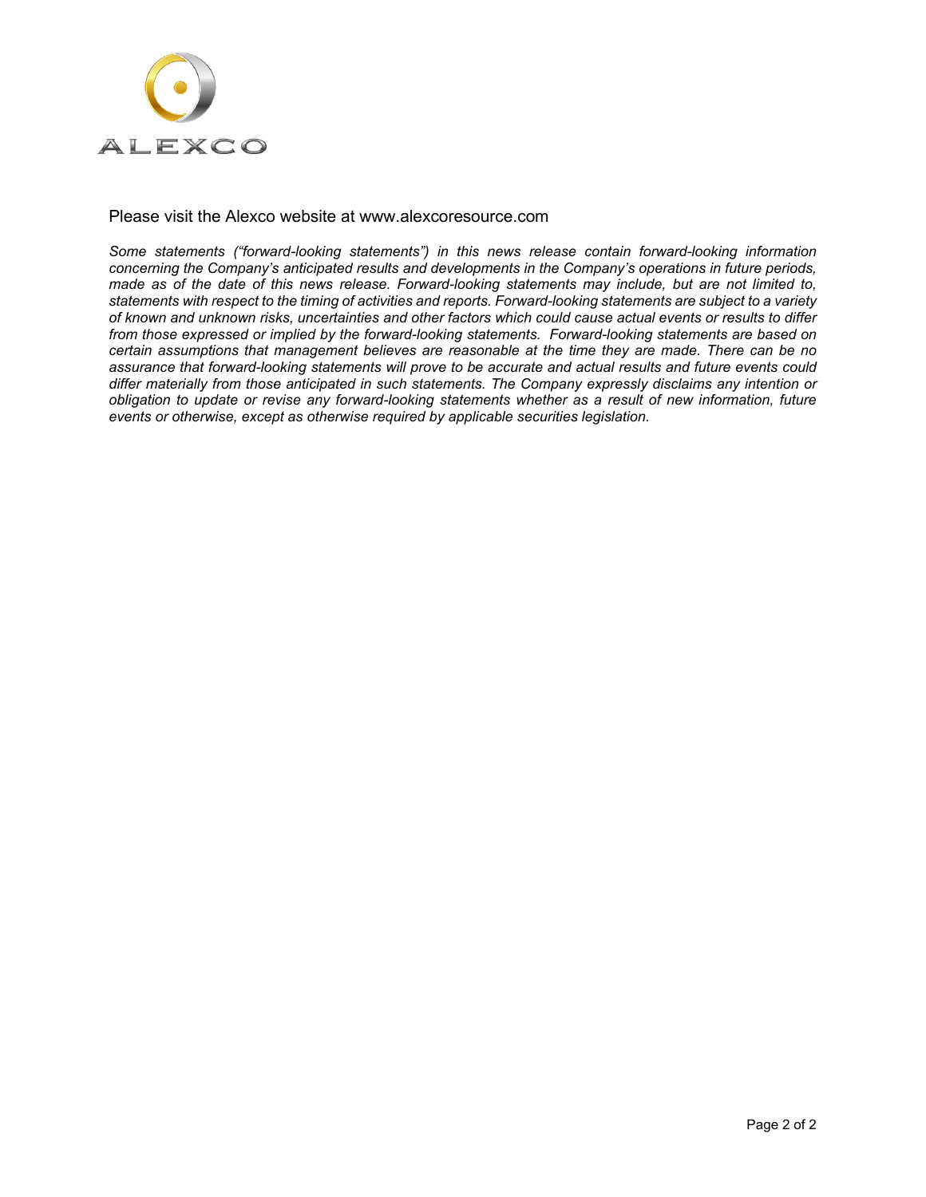ALEXCO

Please visit the Alexco website at www.alexcoresource.com

*Some statements ("forward-looking statements") in this news release contain forward-looking information concerning the Company's anticipated results and developments in the Company's operations in future periods, made as of the date of this news release. Forward-looking statements may include, but are not limited to, statements with respect to the timing of activities and reports. Forward-looking statements are subject to a variety of known and unknown risks, uncertainties and other factors which could cause actual events or results to differ from those expressed or implied by the forward-looking statements. Forward-looking statements are based on certain assumptions that management believes are reasonable at the time they are made. There can be no assurance that forward-looking statements will prove to be accurate and actual results and future events could differ materially from those anticipated in such statements. The Company expressly disclaims any intention or obligation to update or revise any forward-looking statements whether as a result of new information, future events or otherwise, except as otherwise required by applicable securities legislation.*